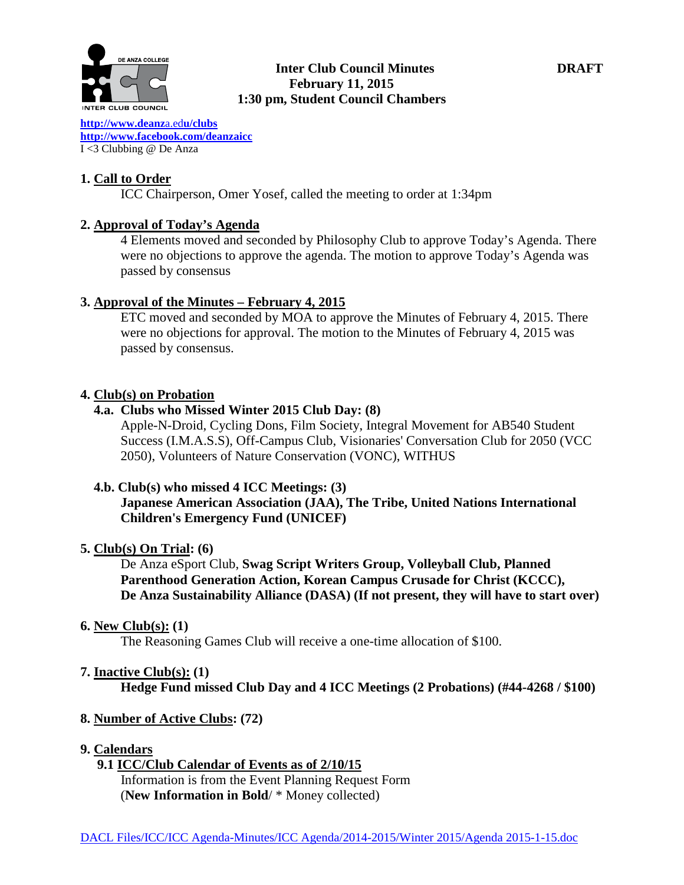**Inter Club Council Minutes** **DRAFT**
**February 11, 2015**
**1:30 pm, Student Council Chambers**

**http://www.deanza.edu/clubs**
**http://www.facebook.com/deanzaicc**
I <3 Clubbing @ De Anza

## 1. Call to Order

ICC Chairperson, Omer Yosef, called the meeting to order at 1:34pm

## 2. Approval of Today's Agenda

4 Elements moved and seconded by Philosophy Club to approve Today's Agenda. There were no objections to approve the agenda. The motion to approve Today's Agenda was passed by consensus

## 3. Approval of the Minutes – February 4, 2015

ETC moved and seconded by MOA to approve the Minutes of February 4, 2015. There were no objections for approval. The motion to the Minutes of February 4, 2015 was passed by consensus.

## 4. Club(s) on Probation

### 4.a. Clubs who Missed Winter 2015 Club Day: (8)

Apple-N-Droid, Cycling Dons, Film Society, Integral Movement for AB540 Student Success (I.M.A.S.S), Off-Campus Club, Visionaries' Conversation Club for 2050 (VCC 2050), Volunteers of Nature Conservation (VONC), WITHUS

### 4.b. Club(s) who missed 4 ICC Meetings: (3)

**Japanese American Association (JAA), The Tribe, United Nations International Children's Emergency Fund (UNICEF)**

## 5. Club(s) On Trial: (6)

De Anza eSport Club, **Swag Script Writers Group, Volleyball Club, Planned Parenthood Generation Action, Korean Campus Crusade for Christ (KCCC), De Anza Sustainability Alliance (DASA) (If not present, they will have to start over)**

## 6. New Club(s): (1)

The Reasoning Games Club will receive a one-time allocation of $100.

## 7. Inactive Club(s): (1)

**Hedge Fund missed Club Day and 4 ICC Meetings (2 Probations) (#44-4268 / $100)**

## 8. Number of Active Clubs: (72)

## 9. Calendars

### 9.1 ICC/Club Calendar of Events as of 2/10/15

Information is from the Event Planning Request Form
(**New Information in Bold**/ * Money collected)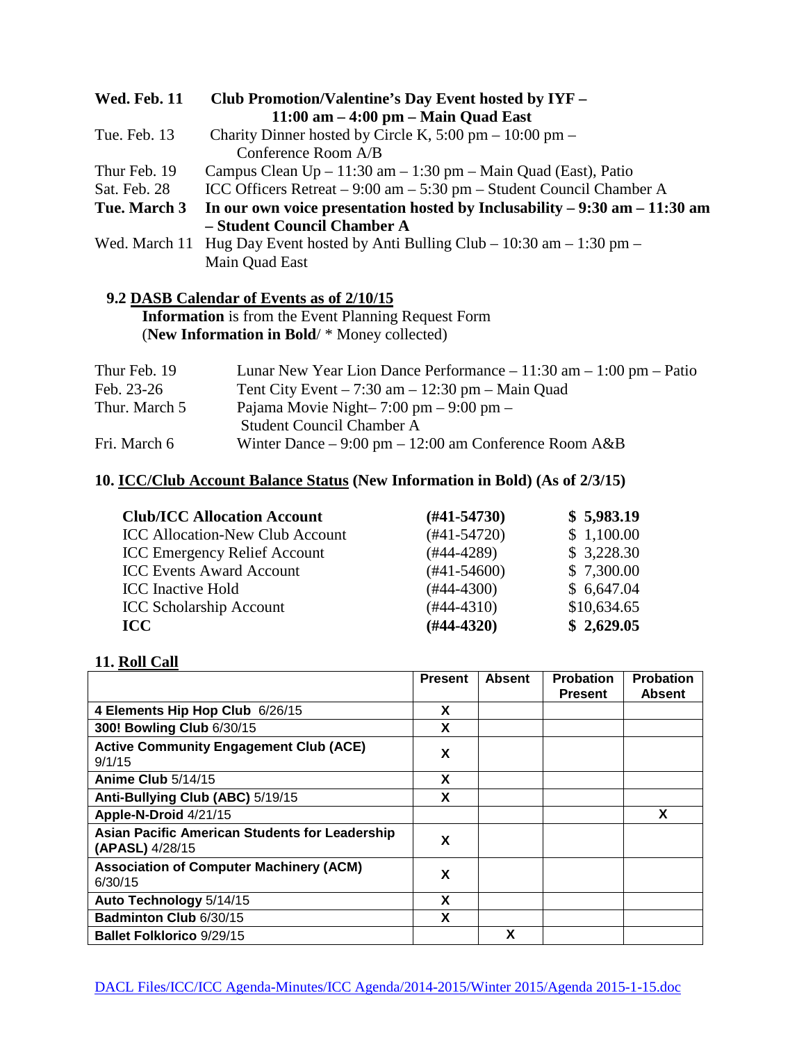**Wed. Feb. 11** **Club Promotion/Valentine's Day Event hosted by IYF – 11:00 am – 4:00 pm – Main Quad East**

Tue. Feb. 13 Charity Dinner hosted by Circle K, 5:00 pm – 10:00 pm – Conference Room A/B

Thur Feb. 19 Campus Clean Up – 11:30 am – 1:30 pm – Main Quad (East), Patio

Sat. Feb. 28 ICC Officers Retreat – 9:00 am – 5:30 pm – Student Council Chamber A

**Tue. March 3** **In our own voice presentation hosted by Inclusability – 9:30 am – 11:30 am – Student Council Chamber A**

Wed. March 11 Hug Day Event hosted by Anti Bulling Club – 10:30 am – 1:30 pm – Main Quad East

**9.2 DASB Calendar of Events as of 2/10/15**

**Information** is from the Event Planning Request Form
(**New Information in Bold**/ * Money collected)

Thur Feb. 19 Lunar New Year Lion Dance Performance – 11:30 am – 1:00 pm – Patio

Feb. 23-26 Tent City Event – 7:30 am – 12:30 pm – Main Quad

Thur. March 5 Pajama Movie Night– 7:00 pm – 9:00 pm – Student Council Chamber A

Fri. March 6 Winter Dance – 9:00 pm – 12:00 am Conference Room A&B

## 10. ICC/Club Account Balance Status (New Information in Bold) (As of 2/3/15)

| | | |
|---|---|---|
| **Club/ICC Allocation Account** | **(#41-54730)** | **$ 5,983.19** |
| ICC Allocation-New Club Account | (#41-54720) | $ 1,100.00 |
| ICC Emergency Relief Account | (#44-4289) | $ 3,228.30 |
| ICC Events Award Account | (#41-54600) | $ 7,300.00 |
| ICC Inactive Hold | (#44-4300) | $ 6,647.04 |
| ICC Scholarship Account | (#44-4310) | $10,634.65 |
| **ICC** | **(#44-4320)** | **$ 2,629.05** |

## 11. Roll Call

| | Present | Absent | Probation Present | Probation Absent |
|---|---|---|---|---|
| **4 Elements Hip Hop Club** 6/26/15 | X | | | |
| **300! Bowling Club** 6/30/15 | X | | | |
| **Active Community Engagement Club (ACE)** 9/1/15 | X | | | |
| **Anime Club** 5/14/15 | X | | | |
| **Anti-Bullying Club (ABC)** 5/19/15 | X | | | |
| **Apple-N-Droid** 4/21/15 | | | | X |
| **Asian Pacific American Students for Leadership (APASL)** 4/28/15 | X | | | |
| **Association of Computer Machinery (ACM)** 6/30/15 | X | | | |
| **Auto Technology** 5/14/15 | X | | | |
| **Badminton Club** 6/30/15 | X | | | |
| **Ballet Folklorico** 9/29/15 | | X | | |

DACL Files/ICC/ICC Agenda-Minutes/ICC Agenda/2014-2015/Winter 2015/Agenda 2015-1-15.doc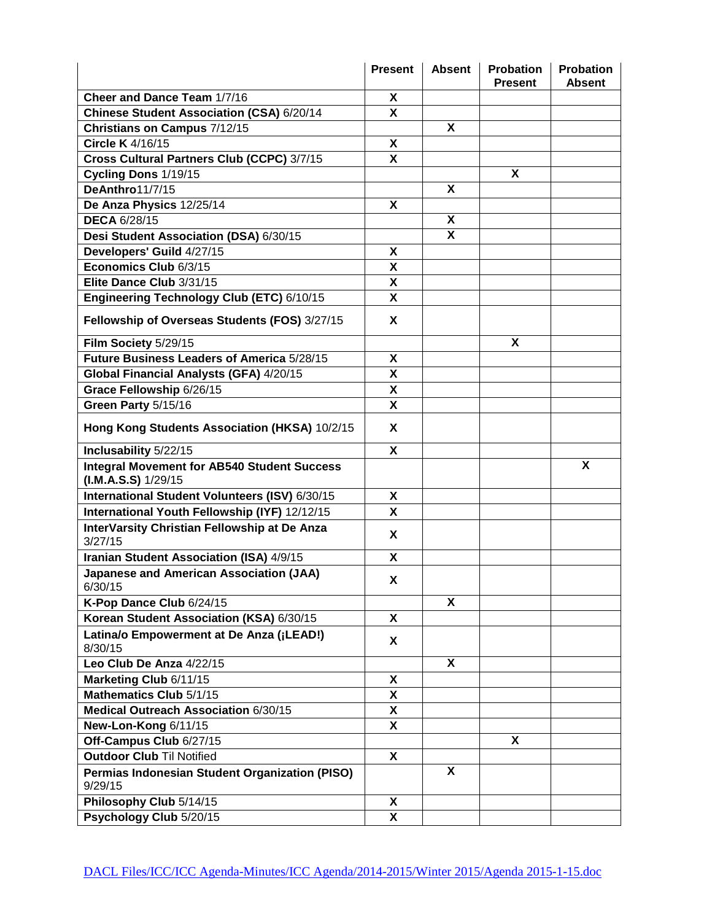| | Present | Absent | Probation Present | Probation Absent |
|---|---|---|---|---|
| **Cheer and Dance Team** 1/7/16 | X | | | |
| **Chinese Student Association (CSA)** 6/20/14 | X | | | |
| **Christians on Campus** 7/12/15 | | X | | |
| **Circle K** 4/16/15 | X | | | |
| **Cross Cultural Partners Club (CCPC)** 3/7/15 | X | | | |
| **Cycling Dons** 1/19/15 | | | X | |
| **DeAnthro**11/7/15 | | X | | |
| **De Anza Physics** 12/25/14 | X | | | |
| **DECA** 6/28/15 | | X | | |
| **Desi Student Association (DSA)** 6/30/15 | | X | | |
| **Developers' Guild** 4/27/15 | X | | | |
| **Economics Club** 6/3/15 | X | | | |
| **Elite Dance Club** 3/31/15 | X | | | |
| **Engineering Technology Club (ETC)** 6/10/15 | X | | | |
| **Fellowship of Overseas Students (FOS)** 3/27/15 | X | | | |
| **Film Society** 5/29/15 | | | X | |
| **Future Business Leaders of America** 5/28/15 | X | | | |
| **Global Financial Analysts (GFA)** 4/20/15 | X | | | |
| **Grace Fellowship** 6/26/15 | X | | | |
| **Green Party** 5/15/16 | X | | | |
| **Hong Kong Students Association (HKSA)** 10/2/15 | X | | | |
| **Inclusability** 5/22/15 | X | | | |
| **Integral Movement for AB540 Student Success (I.M.A.S.S)** 1/29/15 | | | | X |
| **International Student Volunteers (ISV)** 6/30/15 | X | | | |
| **International Youth Fellowship (IYF)** 12/12/15 | X | | | |
| **InterVarsity Christian Fellowship at De Anza** 3/27/15 | X | | | |
| **Iranian Student Association (ISA)** 4/9/15 | X | | | |
| **Japanese and American Association (JAA)** 6/30/15 | X | | | |
| **K-Pop Dance Club** 6/24/15 | | X | | |
| **Korean Student Association (KSA)** 6/30/15 | X | | | |
| **Latina/o Empowerment at De Anza (¡LEAD!)** 8/30/15 | X | | | |
| **Leo Club De Anza** 4/22/15 | | X | | |
| **Marketing Club** 6/11/15 | X | | | |
| **Mathematics Club** 5/1/15 | X | | | |
| **Medical Outreach Association** 6/30/15 | X | | | |
| **New-Lon-Kong** 6/11/15 | X | | | |
| **Off-Campus Club** 6/27/15 | | | X | |
| **Outdoor Club** Til Notified | X | | | |
| **Permias Indonesian Student Organization (PISO)** 9/29/15 | | X | | |
| **Philosophy Club** 5/14/15 | X | | | |
| **Psychology Club** 5/20/15 | X | | | |

DACL Files/ICC/ICC Agenda-Minutes/ICC Agenda/2014-2015/Winter 2015/Agenda 2015-1-15.doc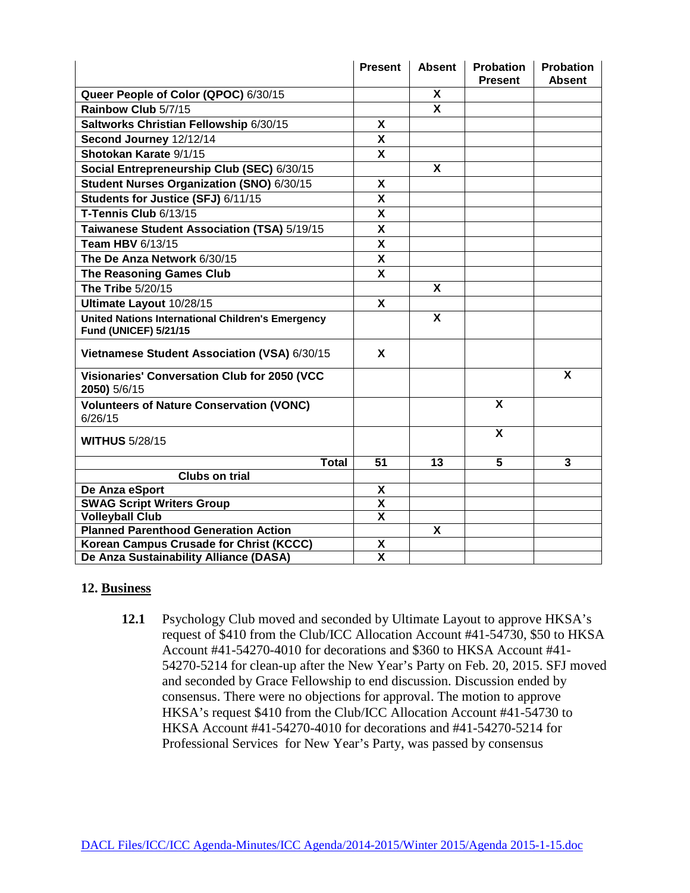| | Present | Absent | Probation Present | Probation Absent |
|---|---|---|---|---|
| **Queer People of Color (QPOC)** 6/30/15 | | X | | |
| **Rainbow Club** 5/7/15 | | X | | |
| **Saltworks Christian Fellowship** 6/30/15 | X | | | |
| **Second Journey** 12/12/14 | X | | | |
| **Shotokan Karate** 9/1/15 | X | | | |
| **Social Entrepreneurship Club (SEC)** 6/30/15 | | X | | |
| **Student Nurses Organization (SNO)** 6/30/15 | X | | | |
| **Students for Justice (SFJ)** 6/11/15 | X | | | |
| **T-Tennis Club** 6/13/15 | X | | | |
| **Taiwanese Student Association (TSA)** 5/19/15 | X | | | |
| **Team HBV** 6/13/15 | X | | | |
| **The De Anza Network** 6/30/15 | X | | | |
| **The Reasoning Games Club** | X | | | |
| **The Tribe** 5/20/15 | | X | | |
| **Ultimate Layout** 10/28/15 | X | | | |
| **United Nations International Children's Emergency Fund (UNICEF) 5/21/15** | | X | | |
| **Vietnamese Student Association (VSA)** 6/30/15 | X | | | |
| **Visionaries' Conversation Club for 2050 (VCC 2050)** 5/6/15 | | | | X |
| **Volunteers of Nature Conservation (VONC)** 6/26/15 | | | X | |
| **WITHUS** 5/28/15 | | | X | |
| **Total** | **51** | **13** | **5** | **3** |
| **Clubs on trial** | | | | |
| **De Anza eSport** | X | | | |
| **SWAG Script Writers Group** | X | | | |
| **Volleyball Club** | X | | | |
| **Planned Parenthood Generation Action** | | X | | |
| **Korean Campus Crusade for Christ (KCCC)** | X | | | |
| **De Anza Sustainability Alliance (DASA)** | X | | | |

## 12. Business

**12.1** Psychology Club moved and seconded by Ultimate Layout to approve HKSA's request of $410 from the Club/ICC Allocation Account #41-54730, $50 to HKSA Account #41-54270-4010 for decorations and $360 to HKSA Account #41-54270-5214 for clean-up after the New Year's Party on Feb. 20, 2015. SFJ moved and seconded by Grace Fellowship to end discussion. Discussion ended by consensus. There were no objections for approval. The motion to approve HKSA's request $410 from the Club/ICC Allocation Account #41-54730 to HKSA Account #41-54270-4010 for decorations and #41-54270-5214 for Professional Services for New Year's Party, was passed by consensus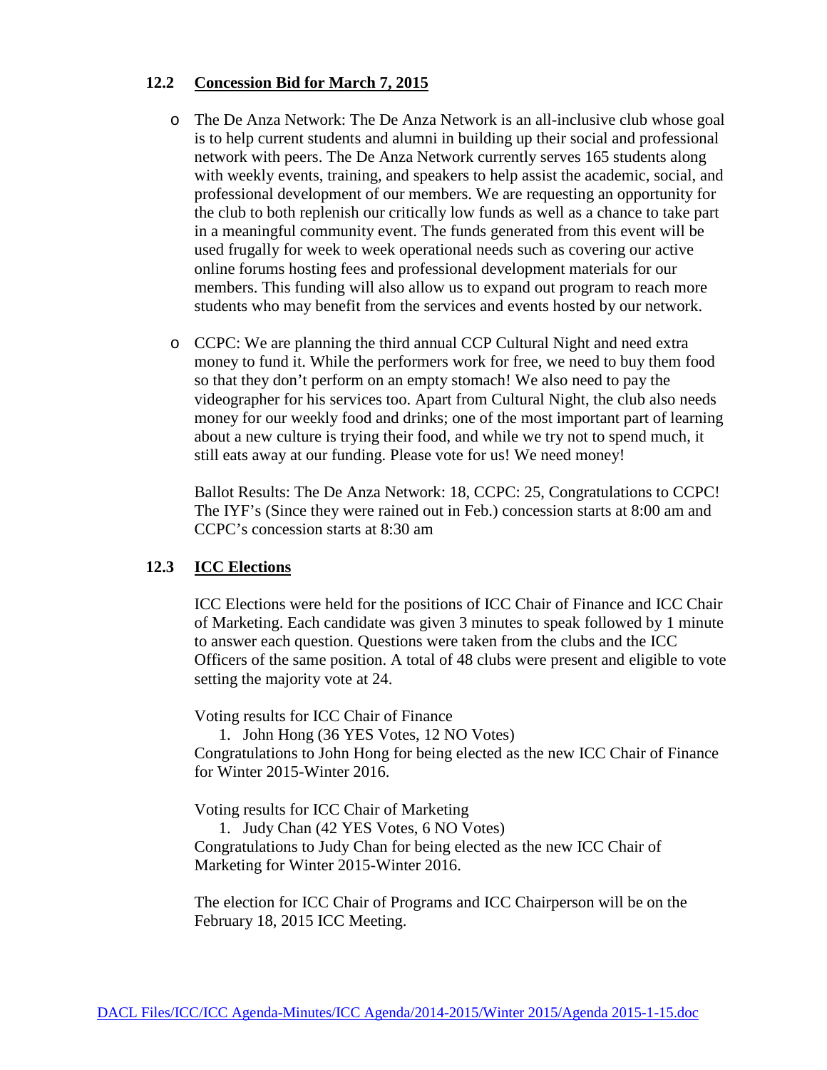### 12.2 Concession Bid for March 7, 2015

- The De Anza Network: The De Anza Network is an all-inclusive club whose goal is to help current students and alumni in building up their social and professional network with peers. The De Anza Network currently serves 165 students along with weekly events, training, and speakers to help assist the academic, social, and professional development of our members. We are requesting an opportunity for the club to both replenish our critically low funds as well as a chance to take part in a meaningful community event. The funds generated from this event will be used frugally for week to week operational needs such as covering our active online forums hosting fees and professional development materials for our members. This funding will also allow us to expand out program to reach more students who may benefit from the services and events hosted by our network.

- CCPC: We are planning the third annual CCP Cultural Night and need extra money to fund it. While the performers work for free, we need to buy them food so that they don't perform on an empty stomach! We also need to pay the videographer for his services too. Apart from Cultural Night, the club also needs money for our weekly food and drinks; one of the most important part of learning about a new culture is trying their food, and while we try not to spend much, it still eats away at our funding. Please vote for us! We need money!

  Ballot Results: The De Anza Network: 18, CCPC: 25, Congratulations to CCPC! The IYF's (Since they were rained out in Feb.) concession starts at 8:00 am and CCPC's concession starts at 8:30 am

### 12.3 ICC Elections

ICC Elections were held for the positions of ICC Chair of Finance and ICC Chair of Marketing. Each candidate was given 3 minutes to speak followed by 1 minute to answer each question. Questions were taken from the clubs and the ICC Officers of the same position. A total of 48 clubs were present and eligible to vote setting the majority vote at 24.

Voting results for ICC Chair of Finance

1. John Hong (36 YES Votes, 12 NO Votes)

Congratulations to John Hong for being elected as the new ICC Chair of Finance for Winter 2015-Winter 2016.

Voting results for ICC Chair of Marketing

1. Judy Chan (42 YES Votes, 6 NO Votes)

Congratulations to Judy Chan for being elected as the new ICC Chair of Marketing for Winter 2015-Winter 2016.

The election for ICC Chair of Programs and ICC Chairperson will be on the February 18, 2015 ICC Meeting.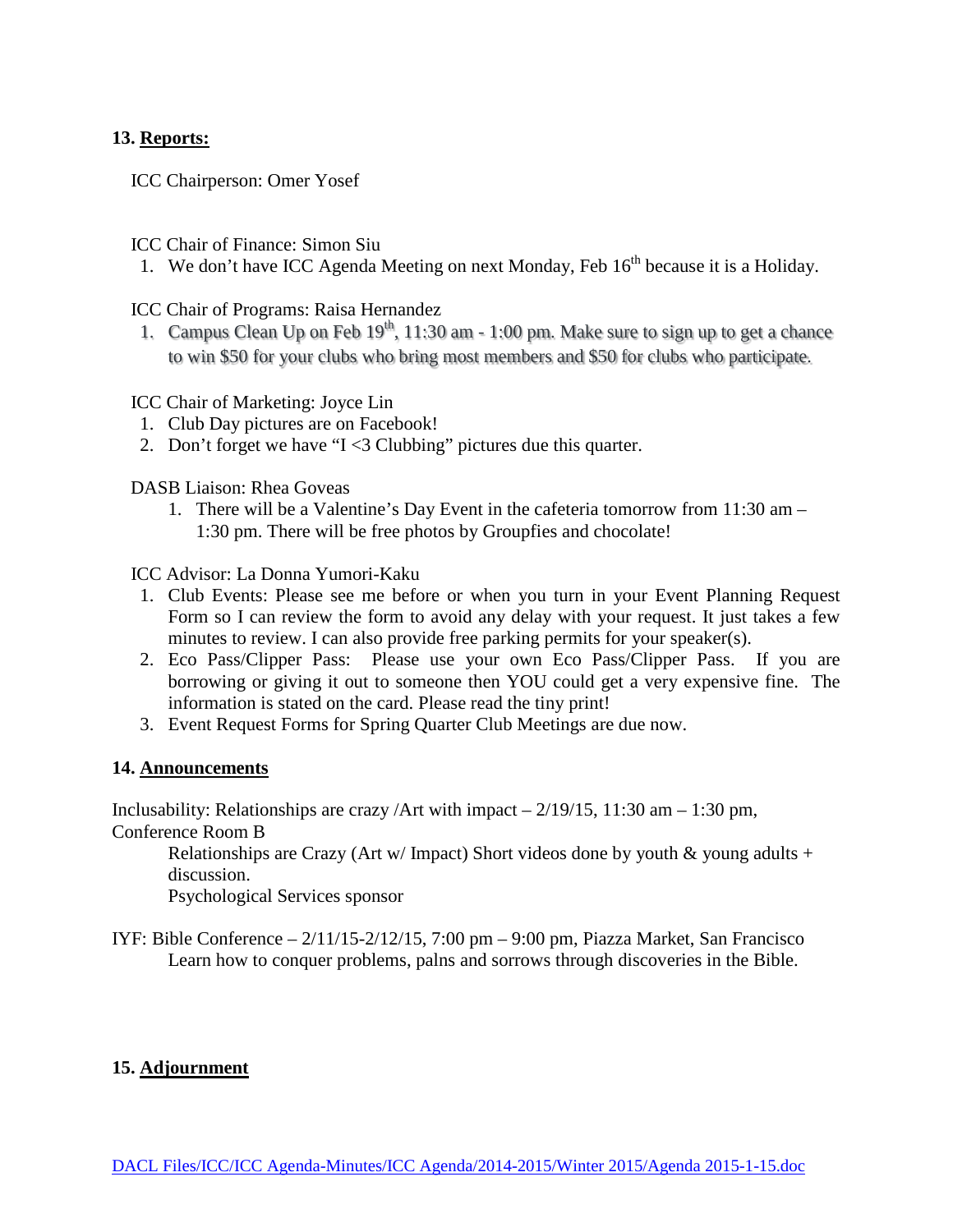**13. Reports:**

ICC Chairperson: Omer Yosef

ICC Chair of Finance: Simon Siu

1. We don't have ICC Agenda Meeting on next Monday, Feb 16th because it is a Holiday.

ICC Chair of Programs: Raisa Hernandez

1. Campus Clean Up on Feb 19th, 11:30 am - 1:00 pm. Make sure to sign up to get a chance to win $50 for your clubs who bring most members and $50 for clubs who participate.

ICC Chair of Marketing: Joyce Lin

1. Club Day pictures are on Facebook!
2. Don't forget we have "I <3 Clubbing" pictures due this quarter.

DASB Liaison: Rhea Goveas

1. There will be a Valentine's Day Event in the cafeteria tomorrow from 11:30 am – 1:30 pm. There will be free photos by Groupfies and chocolate!

ICC Advisor: La Donna Yumori-Kaku

1. Club Events: Please see me before or when you turn in your Event Planning Request Form so I can review the form to avoid any delay with your request. It just takes a few minutes to review. I can also provide free parking permits for your speaker(s).
2. Eco Pass/Clipper Pass: Please use your own Eco Pass/Clipper Pass. If you are borrowing or giving it out to someone then YOU could get a very expensive fine. The information is stated on the card. Please read the tiny print!
3. Event Request Forms for Spring Quarter Club Meetings are due now.

**14. Announcements**

Inclusability: Relationships are crazy /Art with impact – 2/19/15, 11:30 am – 1:30 pm, Conference Room B

Relationships are Crazy (Art w/ Impact) Short videos done by youth & young adults + discussion.
Psychological Services sponsor

IYF: Bible Conference – 2/11/15-2/12/15, 7:00 pm – 9:00 pm, Piazza Market, San Francisco

Learn how to conquer problems, palns and sorrows through discoveries in the Bible.

**15. Adjournment**

DACL Files/ICC/ICC Agenda-Minutes/ICC Agenda/2014-2015/Winter 2015/Agenda 2015-1-15.doc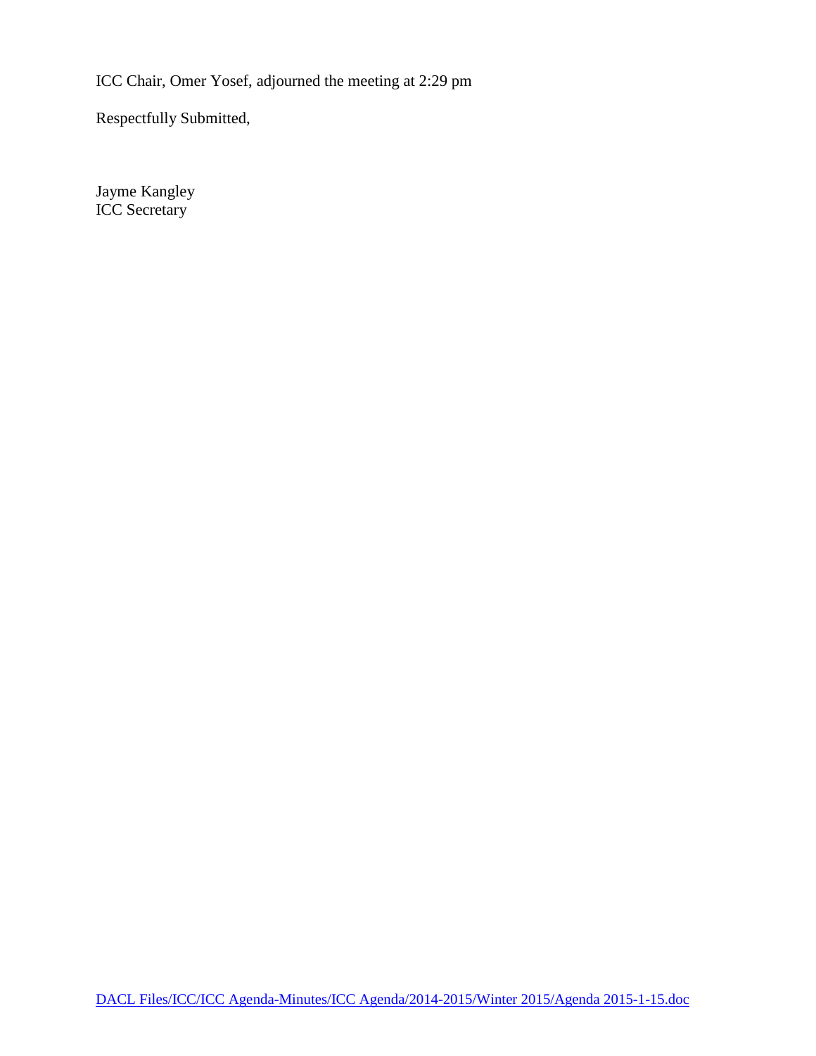ICC Chair, Omer Yosef, adjourned the meeting at 2:29 pm

Respectfully Submitted,

Jayme Kangley
ICC Secretary

DACL Files/ICC/ICC Agenda-Minutes/ICC Agenda/2014-2015/Winter 2015/Agenda 2015-1-15.doc